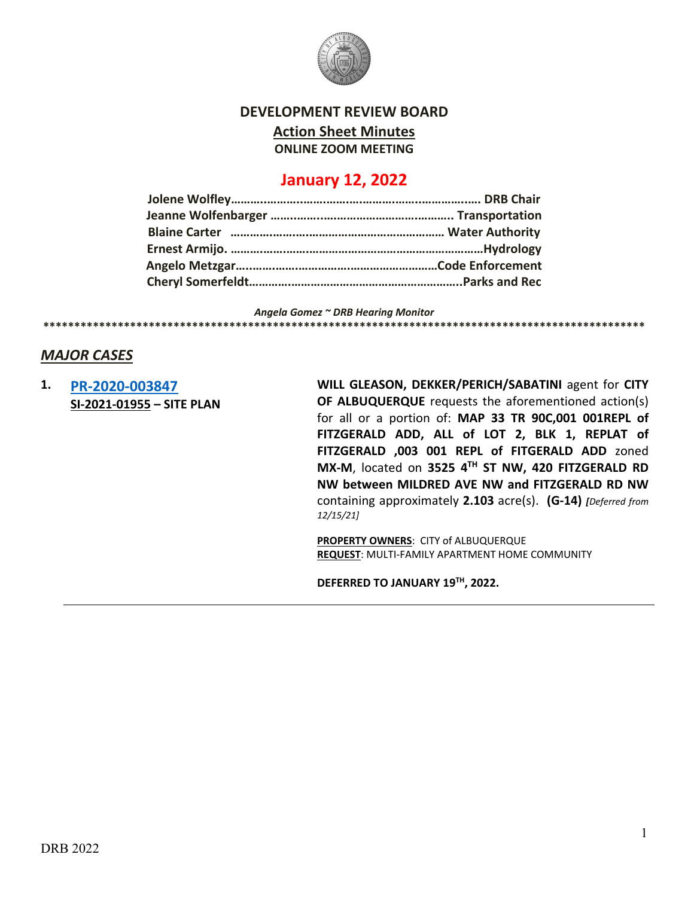# DEVELOPMENT REVIEW BOARD

## Action Sheet Minutes

**ONLINE ZOOM MEETING**

## January 12, 2022

**Jolene Wolfley……………………………………………………………. DRB Chair**
**Jeanne Wolfenbarger …………………………………………….. Transportation**
**Blaine Carter ………………………………………………………… Water Authority**
**Ernest Armijo. ………………………………………………………………Hydrology**
**Angelo Metzgar……………………………………………………Code Enforcement**
**Cheryl Somerfeldt………………………………………………………..Parks and Rec**

***Angela Gomez ~ DRB Hearing Monitor***

****************************************************************************************************

## *MAJOR CASES*

**1. PR-2020-003847**
**SI-2021-01955 – SITE PLAN**

**WILL GLEASON, DEKKER/PERICH/SABATINI** agent for **CITY OF ALBUQUERQUE** requests the aforementioned action(s) for all or a portion of: **MAP 33 TR 90C,001 001REPL of FITZGERALD ADD, ALL of LOT 2, BLK 1, REPLAT of FITZGERALD ,003 001 REPL of FITGERALD ADD** zoned **MX-M**, located on **3525 4TH ST NW, 420 FITZGERALD RD NW between MILDRED AVE NW and FITZGERALD RD NW** containing approximately **2.103** acre(s). **(G-14)** ***[Deferred from 12/15/21]***

**PROPERTY OWNERS**: CITY of ALBUQUERQUE
**REQUEST**: MULTI-FAMILY APARTMENT HOME COMMUNITY

**DEFERRED TO JANUARY 19TH, 2022.**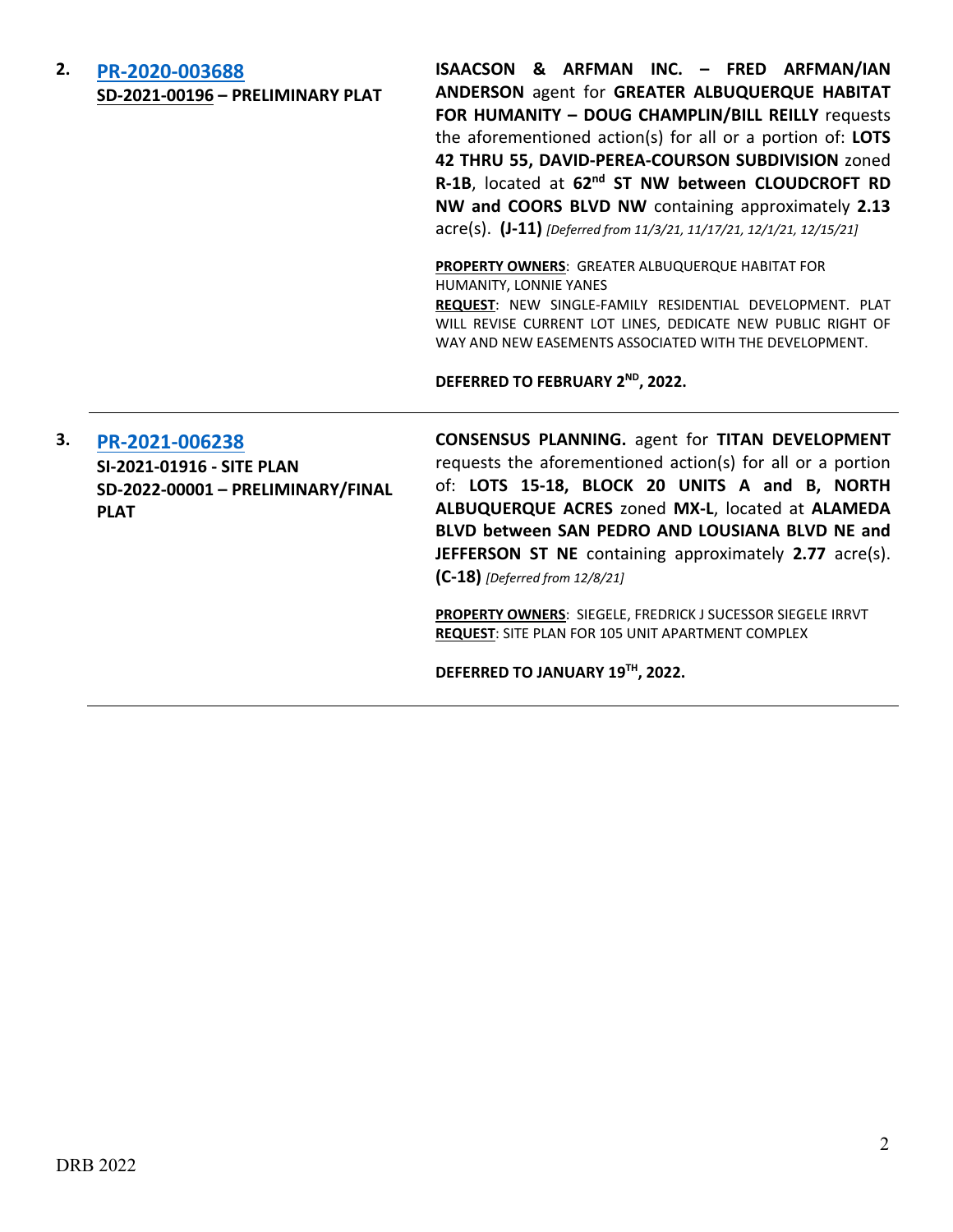**2.** **PR-2020-003688**
**SD-2021-00196 – PRELIMINARY PLAT**

**ISAACSON & ARFMAN INC. – FRED ARFMAN/IAN ANDERSON** agent for **GREATER ALBUQUERQUE HABITAT FOR HUMANITY – DOUG CHAMPLIN/BILL REILLY** requests the aforementioned action(s) for all or a portion of: **LOTS 42 THRU 55, DAVID-PEREA-COURSON SUBDIVISION** zoned **R-1B**, located at **62nd ST NW between CLOUDCROFT RD NW and COORS BLVD NW** containing approximately **2.13** acre(s). **(J-11)** *[Deferred from 11/3/21, 11/17/21, 12/1/21, 12/15/21]*

**PROPERTY OWNERS**: GREATER ALBUQUERQUE HABITAT FOR HUMANITY, LONNIE YANES
**REQUEST**: NEW SINGLE-FAMILY RESIDENTIAL DEVELOPMENT. PLAT WILL REVISE CURRENT LOT LINES, DEDICATE NEW PUBLIC RIGHT OF WAY AND NEW EASEMENTS ASSOCIATED WITH THE DEVELOPMENT.

**DEFERRED TO FEBRUARY 2ND, 2022.**

---

**3.** **PR-2021-006238**
**SI-2021-01916 - SITE PLAN**
**SD-2022-00001 – PRELIMINARY/FINAL PLAT**

**CONSENSUS PLANNING.** agent for **TITAN DEVELOPMENT** requests the aforementioned action(s) for all or a portion of: **LOTS 15-18, BLOCK 20 UNITS A and B, NORTH ALBUQUERQUE ACRES** zoned **MX-L**, located at **ALAMEDA BLVD between SAN PEDRO AND LOUSIANA BLVD NE and JEFFERSON ST NE** containing approximately **2.77** acre(s). **(C-18)** *[Deferred from 12/8/21]*

**PROPERTY OWNERS**: SIEGELE, FREDRICK J SUCESSOR SIEGELE IRRVT
**REQUEST**: SITE PLAN FOR 105 UNIT APARTMENT COMPLEX

**DEFERRED TO JANUARY 19TH, 2022.**

---

DRB 2022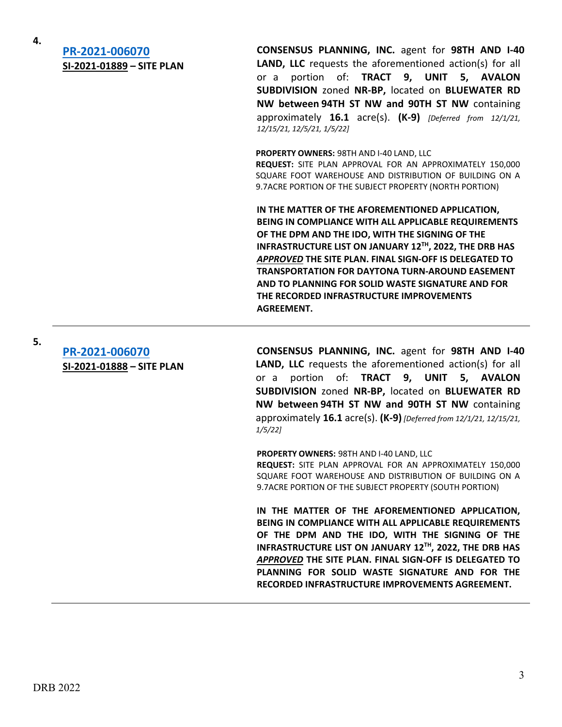4.

**[PR-2021-006070](#)**
**SI-2021-01889 – SITE PLAN**

**CONSENSUS PLANNING, INC.** agent for **98TH AND I-40 LAND, LLC** requests the aforementioned action(s) for all or a portion of: **TRACT 9, UNIT 5, AVALON SUBDIVISION** zoned **NR-BP,** located on **BLUEWATER RD NW between 94TH ST NW and 90TH ST NW** containing approximately **16.1** acre(s). **(K-9)** *[Deferred from 12/1/21, 12/15/21, 12/5/21, 1/5/22]*

**PROPERTY OWNERS:** 98TH AND I-40 LAND, LLC
**REQUEST:** SITE PLAN APPROVAL FOR AN APPROXIMATELY 150,000 SQUARE FOOT WAREHOUSE AND DISTRIBUTION OF BUILDING ON A 9.7ACRE PORTION OF THE SUBJECT PROPERTY (NORTH PORTION)

**IN THE MATTER OF THE AFOREMENTIONED APPLICATION, BEING IN COMPLIANCE WITH ALL APPLICABLE REQUIREMENTS OF THE DPM AND THE IDO, WITH THE SIGNING OF THE INFRASTRUCTURE LIST ON JANUARY 12TH, 2022, THE DRB HAS *APPROVED* THE SITE PLAN. FINAL SIGN-OFF IS DELEGATED TO TRANSPORTATION FOR DAYTONA TURN-AROUND EASEMENT AND TO PLANNING FOR SOLID WASTE SIGNATURE AND FOR THE RECORDED INFRASTRUCTURE IMPROVEMENTS AGREEMENT.**

---

5.

**[PR-2021-006070](#)**
**SI-2021-01888 – SITE PLAN**

**CONSENSUS PLANNING, INC.** agent for **98TH AND I-40 LAND, LLC** requests the aforementioned action(s) for all or a portion of: **TRACT 9, UNIT 5, AVALON SUBDIVISION** zoned **NR-BP,** located on **BLUEWATER RD NW between 94TH ST NW and 90TH ST NW** containing approximately **16.1** acre(s). **(K-9)** *[Deferred from 12/1/21, 12/15/21, 1/5/22]*

**PROPERTY OWNERS:** 98TH AND I-40 LAND, LLC
**REQUEST:** SITE PLAN APPROVAL FOR AN APPROXIMATELY 150,000 SQUARE FOOT WAREHOUSE AND DISTRIBUTION OF BUILDING ON A 9.7ACRE PORTION OF THE SUBJECT PROPERTY (SOUTH PORTION)

**IN THE MATTER OF THE AFOREMENTIONED APPLICATION, BEING IN COMPLIANCE WITH ALL APPLICABLE REQUIREMENTS OF THE DPM AND THE IDO, WITH THE SIGNING OF THE INFRASTRUCTURE LIST ON JANUARY 12TH, 2022, THE DRB HAS *APPROVED* THE SITE PLAN. FINAL SIGN-OFF IS DELEGATED TO PLANNING FOR SOLID WASTE SIGNATURE AND FOR THE RECORDED INFRASTRUCTURE IMPROVEMENTS AGREEMENT.**

---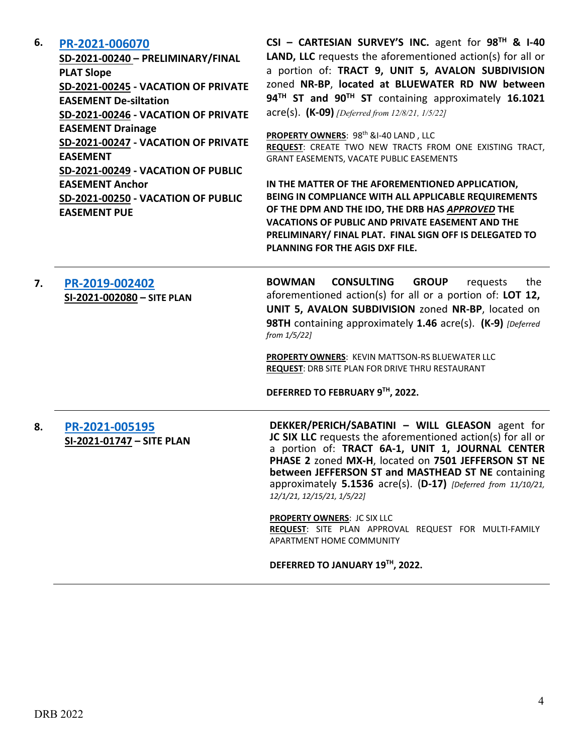6. **PR-2021-006070**
**SD-2021-00240 – PRELIMINARY/FINAL PLAT Slope**
**SD-2021-00245 - VACATION OF PRIVATE EASEMENT De-siltation**
**SD-2021-00246 - VACATION OF PRIVATE EASEMENT Drainage**
**SD-2021-00247 - VACATION OF PRIVATE EASEMENT**
**SD-2021-00249 - VACATION OF PUBLIC EASEMENT Anchor**
**SD-2021-00250 - VACATION OF PUBLIC EASEMENT PUE**

**CSI – CARTESIAN SURVEY'S INC.** agent for **98TH & I-40 LAND, LLC** requests the aforementioned action(s) for all or a portion of: **TRACT 9, UNIT 5, AVALON SUBDIVISION** zoned **NR-BP**, **located at BLUEWATER RD NW between 94TH ST and 90TH ST** containing approximately **16.1021** acre(s). **(K-09)** *[Deferred from 12/8/21, 1/5/22]*

**PROPERTY OWNERS**: 98th &I-40 LAND , LLC
**REQUEST**: CREATE TWO NEW TRACTS FROM ONE EXISTING TRACT, GRANT EASEMENTS, VACATE PUBLIC EASEMENTS

**IN THE MATTER OF THE AFOREMENTIONED APPLICATION, BEING IN COMPLIANCE WITH ALL APPLICABLE REQUIREMENTS OF THE DPM AND THE IDO, THE DRB HAS *APPROVED* THE VACATIONS OF PUBLIC AND PRIVATE EASEMENT AND THE PRELIMINARY/ FINAL PLAT. FINAL SIGN OFF IS DELEGATED TO PLANNING FOR THE AGIS DXF FILE.**

---

7. **PR-2019-002402**
**SI-2021-002080 – SITE PLAN**

**BOWMAN CONSULTING GROUP** requests the aforementioned action(s) for all or a portion of: **LOT 12, UNIT 5, AVALON SUBDIVISION** zoned **NR-BP**, located on **98TH** containing approximately **1.46** acre(s). **(K-9)** *[Deferred from 1/5/22]*

**PROPERTY OWNERS**: KEVIN MATTSON-RS BLUEWATER LLC
**REQUEST**: DRB SITE PLAN FOR DRIVE THRU RESTAURANT

**DEFERRED TO FEBRUARY 9TH, 2022.**

---

8. **PR-2021-005195**
**SI-2021-01747 – SITE PLAN**

**DEKKER/PERICH/SABATINI – WILL GLEASON** agent for **JC SIX LLC** requests the aforementioned action(s) for all or a portion of: **TRACT 6A-1, UNIT 1, JOURNAL CENTER PHASE 2** zoned **MX-H**, located on **7501 JEFFERSON ST NE between JEFFERSON ST and MASTHEAD ST NE** containing approximately **5.1536** acre(s). (**D-17)** *[Deferred from 11/10/21, 12/1/21, 12/15/21, 1/5/22]*

**PROPERTY OWNERS**: JC SIX LLC
**REQUEST**: SITE PLAN APPROVAL REQUEST FOR MULTI-FAMILY APARTMENT HOME COMMUNITY

**DEFERRED TO JANUARY 19TH, 2022.**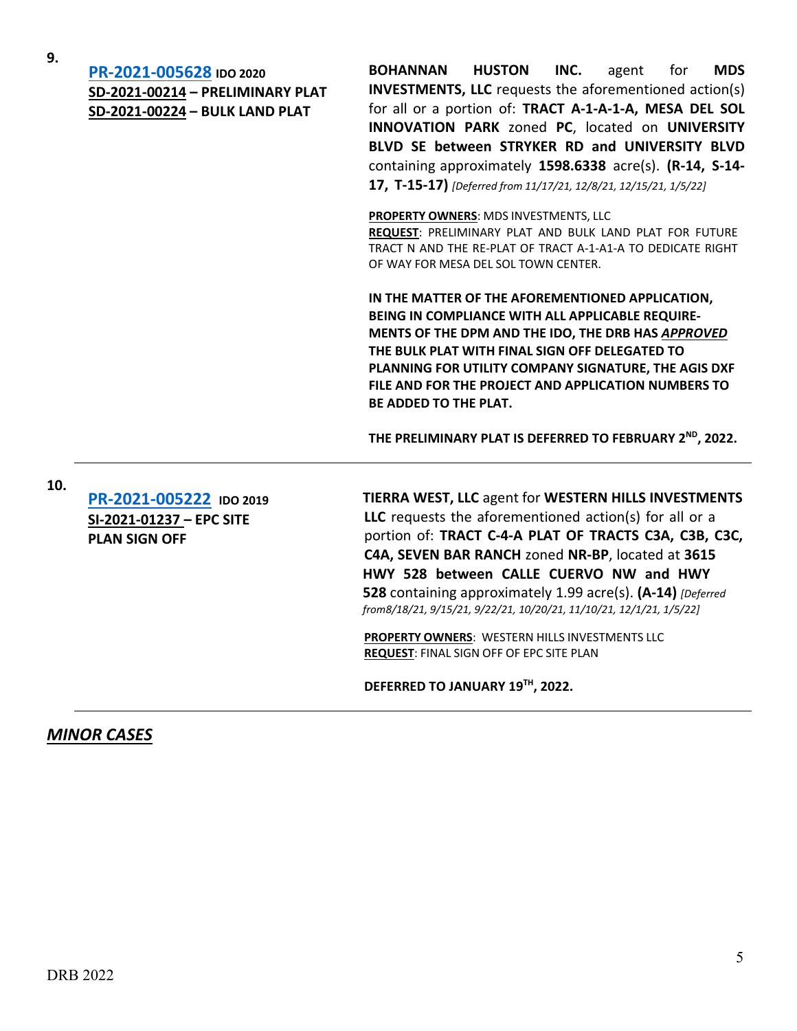**9.**

**PR-2021-005628** **IDO 2020**
**SD-2021-00214 – PRELIMINARY PLAT**
**SD-2021-00224 – BULK LAND PLAT**

**BOHANNAN HUSTON INC.** agent for **MDS INVESTMENTS, LLC** requests the aforementioned action(s) for all or a portion of: **TRACT A-1-A-1-A, MESA DEL SOL INNOVATION PARK** zoned **PC**, located on **UNIVERSITY BLVD SE between STRYKER RD and UNIVERSITY BLVD** containing approximately **1598.6338** acre(s). **(R-14, S-14-17, T-15-17)** *[Deferred from 11/17/21, 12/8/21, 12/15/21, 1/5/22]*

**PROPERTY OWNERS**: MDS INVESTMENTS, LLC
**REQUEST**: PRELIMINARY PLAT AND BULK LAND PLAT FOR FUTURE TRACT N AND THE RE-PLAT OF TRACT A-1-A1-A TO DEDICATE RIGHT OF WAY FOR MESA DEL SOL TOWN CENTER.

**IN THE MATTER OF THE AFOREMENTIONED APPLICATION, BEING IN COMPLIANCE WITH ALL APPLICABLE REQUIREMENTS OF THE DPM AND THE IDO, THE DRB HAS *APPROVED* THE BULK PLAT WITH FINAL SIGN OFF DELEGATED TO PLANNING FOR UTILITY COMPANY SIGNATURE, THE AGIS DXF FILE AND FOR THE PROJECT AND APPLICATION NUMBERS TO BE ADDED TO THE PLAT.**

**THE PRELIMINARY PLAT IS DEFERRED TO FEBRUARY 2ND, 2022.**

---

**10.**

**PR-2021-005222** **IDO 2019**
**SI-2021-01237 – EPC SITE PLAN SIGN OFF**

**TIERRA WEST, LLC** agent for **WESTERN HILLS INVESTMENTS LLC** requests the aforementioned action(s) for all or a portion of: **TRACT C-4-A PLAT OF TRACTS C3A, C3B, C3C, C4A, SEVEN BAR RANCH** zoned **NR-BP**, located at **3615 HWY 528 between CALLE CUERVO NW and HWY 528** containing approximately 1.99 acre(s). **(A-14)** *[Deferred from8/18/21, 9/15/21, 9/22/21, 10/20/21, 11/10/21, 12/1/21, 1/5/22]*

**PROPERTY OWNERS**: WESTERN HILLS INVESTMENTS LLC
**REQUEST**: FINAL SIGN OFF OF EPC SITE PLAN

**DEFERRED TO JANUARY 19TH, 2022.**

---

## ***MINOR CASES***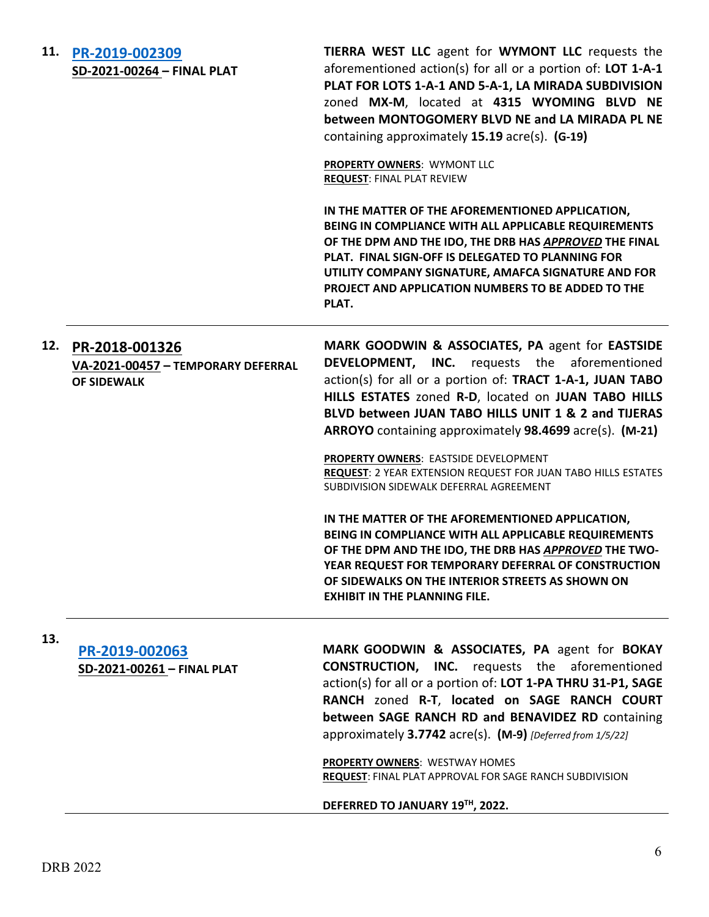**11. PR-2019-002309**
**SD-2021-00264 – FINAL PLAT**

**TIERRA WEST LLC** agent for **WYMONT LLC** requests the aforementioned action(s) for all or a portion of: **LOT 1-A-1 PLAT FOR LOTS 1-A-1 AND 5-A-1, LA MIRADA SUBDIVISION** zoned **MX-M**, located at **4315 WYOMING BLVD NE between MONTOGOMERY BLVD NE and LA MIRADA PL NE** containing approximately **15.19** acre(s). **(G-19)**

**PROPERTY OWNERS**: WYMONT LLC
**REQUEST**: FINAL PLAT REVIEW

**IN THE MATTER OF THE AFOREMENTIONED APPLICATION, BEING IN COMPLIANCE WITH ALL APPLICABLE REQUIREMENTS OF THE DPM AND THE IDO, THE DRB HAS *APPROVED* THE FINAL PLAT. FINAL SIGN-OFF IS DELEGATED TO PLANNING FOR UTILITY COMPANY SIGNATURE, AMAFCA SIGNATURE AND FOR PROJECT AND APPLICATION NUMBERS TO BE ADDED TO THE PLAT.**

---

**12. PR-2018-001326**
**VA-2021-00457 – TEMPORARY DEFERRAL OF SIDEWALK**

**MARK GOODWIN & ASSOCIATES, PA** agent for **EASTSIDE DEVELOPMENT, INC.** requests the aforementioned action(s) for all or a portion of: **TRACT 1-A-1, JUAN TABO HILLS ESTATES** zoned **R-D**, located on **JUAN TABO HILLS BLVD between JUAN TABO HILLS UNIT 1 & 2 and TIJERAS ARROYO** containing approximately **98.4699** acre(s). **(M-21)**

**PROPERTY OWNERS**: EASTSIDE DEVELOPMENT
**REQUEST**: 2 YEAR EXTENSION REQUEST FOR JUAN TABO HILLS ESTATES SUBDIVISION SIDEWALK DEFERRAL AGREEMENT

**IN THE MATTER OF THE AFOREMENTIONED APPLICATION, BEING IN COMPLIANCE WITH ALL APPLICABLE REQUIREMENTS OF THE DPM AND THE IDO, THE DRB HAS *APPROVED* THE TWO-YEAR REQUEST FOR TEMPORARY DEFERRAL OF CONSTRUCTION OF SIDEWALKS ON THE INTERIOR STREETS AS SHOWN ON EXHIBIT IN THE PLANNING FILE.**

---

**13. PR-2019-002063**
**SD-2021-00261 – FINAL PLAT**

**MARK GOODWIN & ASSOCIATES, PA** agent for **BOKAY CONSTRUCTION, INC.** requests the aforementioned action(s) for all or a portion of: **LOT 1-PA THRU 31-P1, SAGE RANCH** zoned **R-T**, **located on SAGE RANCH COURT between SAGE RANCH RD and BENAVIDEZ RD** containing approximately **3.7742** acre(s). **(M-9)** *[Deferred from 1/5/22]*

**PROPERTY OWNERS**: WESTWAY HOMES
**REQUEST**: FINAL PLAT APPROVAL FOR SAGE RANCH SUBDIVISION

**DEFERRED TO JANUARY 19TH, 2022.**

---

DRB 2022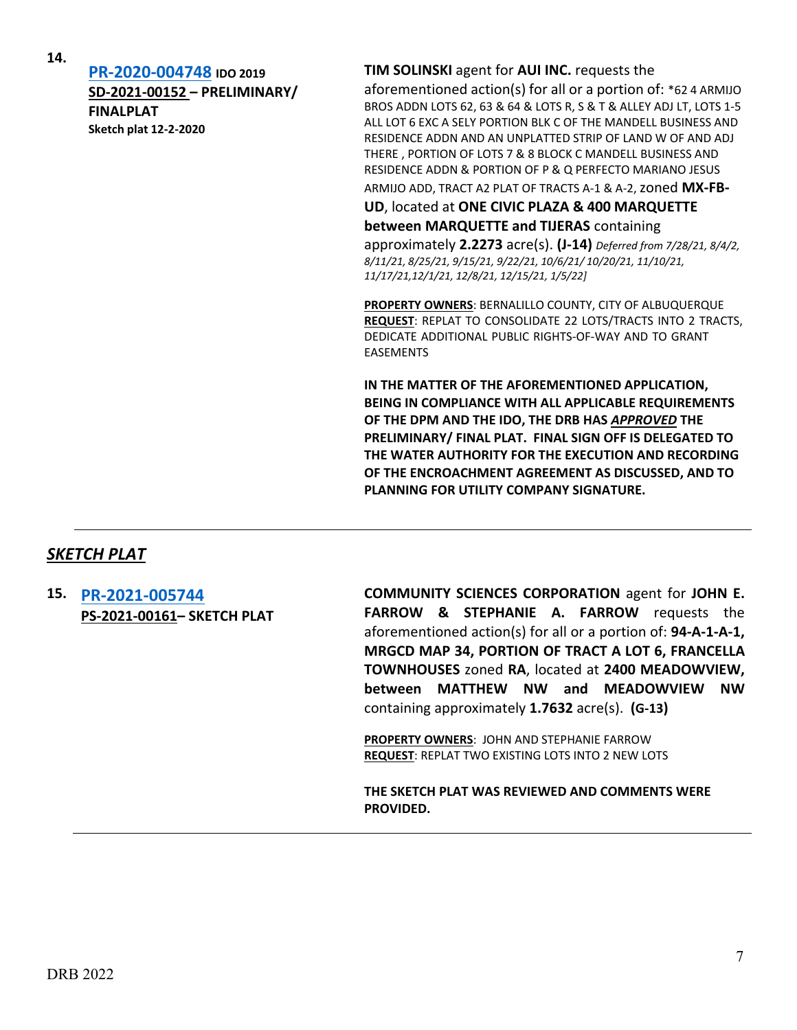**14.**

**PR-2020-004748** **IDO 2019**
**SD-2021-00152 – PRELIMINARY/ FINALPLAT**
**Sketch plat 12-2-2020**

**TIM SOLINSKI** agent for **AUI INC.** requests the aforementioned action(s) for all or a portion of: *62 4 ARMIJO BROS ADDN LOTS 62, 63 & 64 & LOTS R, S & T & ALLEY ADJ LT, LOTS 1-5 ALL LOT 6 EXC A SELY PORTION BLK C OF THE MANDELL BUSINESS AND RESIDENCE ADDN AND AN UNPLATTED STRIP OF LAND W OF AND ADJ THERE , PORTION OF LOTS 7 & 8 BLOCK C MANDELL BUSINESS AND RESIDENCE ADDN & PORTION OF P & Q PERFECTO MARIANO JESUS ARMIJO ADD, TRACT A2 PLAT OF TRACTS A-1 & A-2, zoned **MX-FB-UD**, located at **ONE CIVIC PLAZA & 400 MARQUETTE between MARQUETTE and TIJERAS** containing approximately **2.2273** acre(s). **(J-14)** *Deferred from 7/28/21, 8/4/2, 8/11/21, 8/25/21, 9/15/21, 9/22/21, 10/6/21/ 10/20/21, 11/10/21, 11/17/21,12/1/21, 12/8/21, 12/15/21, 1/5/22]*

**PROPERTY OWNERS**: BERNALILLO COUNTY, CITY OF ALBUQUERQUE
**REQUEST**: REPLAT TO CONSOLIDATE 22 LOTS/TRACTS INTO 2 TRACTS, DEDICATE ADDITIONAL PUBLIC RIGHTS-OF-WAY AND TO GRANT EASEMENTS

**IN THE MATTER OF THE AFOREMENTIONED APPLICATION, BEING IN COMPLIANCE WITH ALL APPLICABLE REQUIREMENTS OF THE DPM AND THE IDO, THE DRB HAS *APPROVED* THE PRELIMINARY/ FINAL PLAT. FINAL SIGN OFF IS DELEGATED TO THE WATER AUTHORITY FOR THE EXECUTION AND RECORDING OF THE ENCROACHMENT AGREEMENT AS DISCUSSED, AND TO PLANNING FOR UTILITY COMPANY SIGNATURE.**

---

## *SKETCH PLAT*

**15.** **PR-2021-005744**
**PS-2021-00161– SKETCH PLAT**

**COMMUNITY SCIENCES CORPORATION** agent for **JOHN E. FARROW & STEPHANIE A. FARROW** requests the aforementioned action(s) for all or a portion of: **94-A-1-A-1, MRGCD MAP 34, PORTION OF TRACT A LOT 6, FRANCELLA TOWNHOUSES** zoned **RA**, located at **2400 MEADOWVIEW, between MATTHEW NW and MEADOWVIEW NW** containing approximately **1.7632** acre(s). **(G-13)**

**PROPERTY OWNERS**: JOHN AND STEPHANIE FARROW
**REQUEST**: REPLAT TWO EXISTING LOTS INTO 2 NEW LOTS

**THE SKETCH PLAT WAS REVIEWED AND COMMENTS WERE PROVIDED.**

---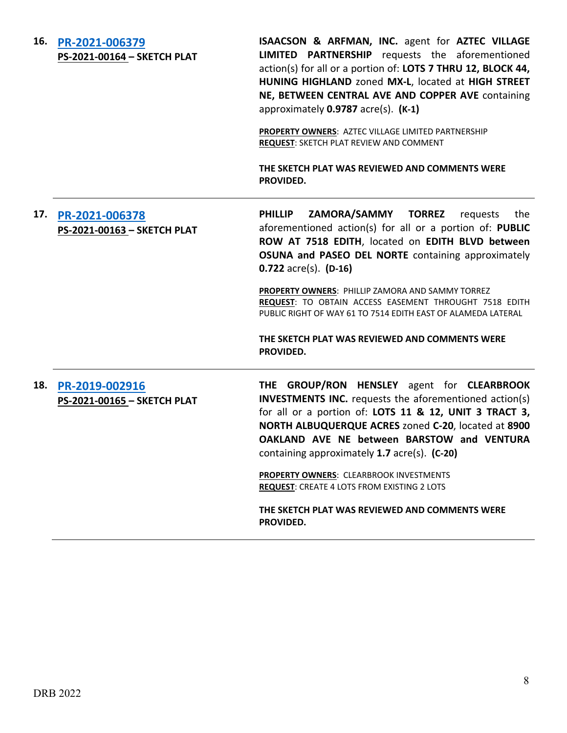**16.** **PR-2021-006379**
**PS-2021-00164 – SKETCH PLAT**

**ISAACSON & ARFMAN, INC.** agent for **AZTEC VILLAGE LIMITED PARTNERSHIP** requests the aforementioned action(s) for all or a portion of: **LOTS 7 THRU 12, BLOCK 44, HUNING HIGHLAND** zoned **MX-L**, located at **HIGH STREET NE, BETWEEN CENTRAL AVE AND COPPER AVE** containing approximately **0.9787** acre(s). **(K-1)**

**PROPERTY OWNERS**: AZTEC VILLAGE LIMITED PARTNERSHIP
**REQUEST**: SKETCH PLAT REVIEW AND COMMENT

**THE SKETCH PLAT WAS REVIEWED AND COMMENTS WERE PROVIDED.**

---

**17.** **PR-2021-006378**
**PS-2021-00163 – SKETCH PLAT**

**PHILLIP ZAMORA/SAMMY TORREZ** requests the aforementioned action(s) for all or a portion of: **PUBLIC ROW AT 7518 EDITH**, located on **EDITH BLVD between OSUNA and PASEO DEL NORTE** containing approximately **0.722** acre(s). **(D-16)**

**PROPERTY OWNERS**: PHILLIP ZAMORA AND SAMMY TORREZ
**REQUEST**: TO OBTAIN ACCESS EASEMENT THROUGHT 7518 EDITH PUBLIC RIGHT OF WAY 61 TO 7514 EDITH EAST OF ALAMEDA LATERAL

**THE SKETCH PLAT WAS REVIEWED AND COMMENTS WERE PROVIDED.**

---

**18.** **PR-2019-002916**
**PS-2021-00165 – SKETCH PLAT**

**THE GROUP/RON HENSLEY** agent for **CLEARBROOK INVESTMENTS INC.** requests the aforementioned action(s) for all or a portion of: **LOTS 11 & 12, UNIT 3 TRACT 3, NORTH ALBUQUERQUE ACRES** zoned **C-20**, located at **8900 OAKLAND AVE NE between BARSTOW and VENTURA** containing approximately **1.7** acre(s). **(C-20)**

**PROPERTY OWNERS**: CLEARBROOK INVESTMENTS
**REQUEST**: CREATE 4 LOTS FROM EXISTING 2 LOTS

**THE SKETCH PLAT WAS REVIEWED AND COMMENTS WERE PROVIDED.**

---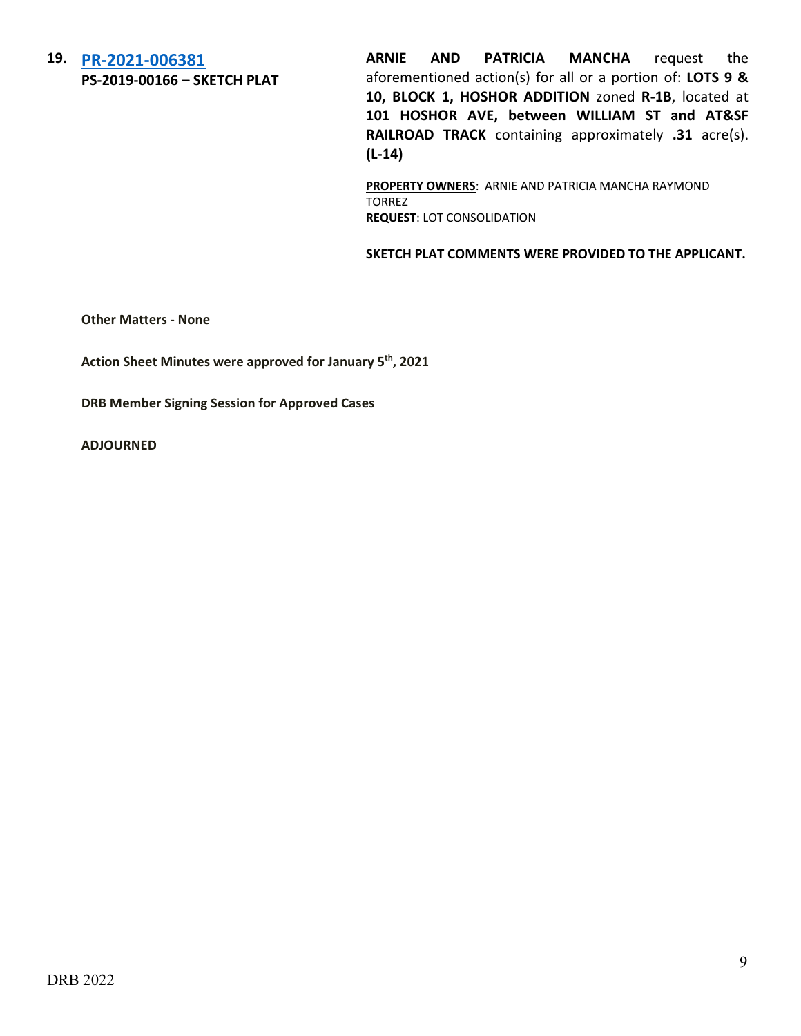**19. [PR-2021-006381](PR-2021-006381)**
**PS-2019-00166 – SKETCH PLAT**

**ARNIE AND PATRICIA MANCHA** request the aforementioned action(s) for all or a portion of: **LOTS 9 & 10, BLOCK 1, HOSHOR ADDITION** zoned **R-1B**, located at **101 HOSHOR AVE, between WILLIAM ST and AT&SF RAILROAD TRACK** containing approximately **.31** acre(s). **(L-14)**

**PROPERTY OWNERS**: ARNIE AND PATRICIA MANCHA RAYMOND TORREZ
**REQUEST**: LOT CONSOLIDATION

**SKETCH PLAT COMMENTS WERE PROVIDED TO THE APPLICANT.**

---

**Other Matters - None**

**Action Sheet Minutes were approved for January 5th, 2021**

**DRB Member Signing Session for Approved Cases**

**ADJOURNED**

DRB 2022